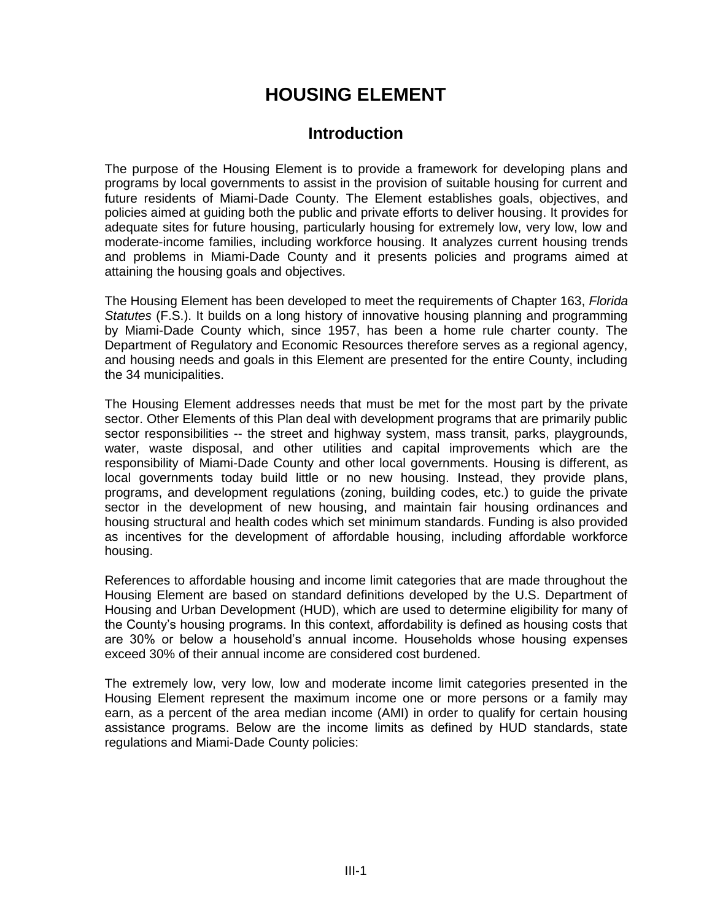# HOUSING ELEMENT

## Introduction

The purpose of the Housing Element is to provide a framework for developing plans and programs by local governments to assist in the provision of suitable housing for current and future residents of Miami-Dade County. The Element establishes goals, objectives, and policies aimed at guiding both the public and private efforts to deliver housing. It provides for adequate sites for future housing, particularly housing for extremely low, very low, low and moderate-income families, including workforce housing. It analyzes current housing trends and problems in Miami-Dade County and it presents policies and programs aimed at attaining the housing goals and objectives.

The Housing Element has been developed to meet the requirements of Chapter 163, *Florida Statutes* (F.S.). It builds on a long history of innovative housing planning and programming by Miami-Dade County which, since 1957, has been a home rule charter county. The Department of Regulatory and Economic Resources therefore serves as a regional agency, and housing needs and goals in this Element are presented for the entire County, including the 34 municipalities.

The Housing Element addresses needs that must be met for the most part by the private sector. Other Elements of this Plan deal with development programs that are primarily public sector responsibilities -- the street and highway system, mass transit, parks, playgrounds, water, waste disposal, and other utilities and capital improvements which are the responsibility of Miami-Dade County and other local governments. Housing is different, as local governments today build little or no new housing. Instead, they provide plans, programs, and development regulations (zoning, building codes, etc.) to guide the private sector in the development of new housing, and maintain fair housing ordinances and housing structural and health codes which set minimum standards. Funding is also provided as incentives for the development of affordable housing, including affordable workforce housing.

References to affordable housing and income limit categories that are made throughout the Housing Element are based on standard definitions developed by the U.S. Department of Housing and Urban Development (HUD), which are used to determine eligibility for many of the County's housing programs. In this context, affordability is defined as housing costs that are 30% or below a household's annual income. Households whose housing expenses exceed 30% of their annual income are considered cost burdened.

The extremely low, very low, low and moderate income limit categories presented in the Housing Element represent the maximum income one or more persons or a family may earn, as a percent of the area median income (AMI) in order to qualify for certain housing assistance programs. Below are the income limits as defined by HUD standards, state regulations and Miami-Dade County policies: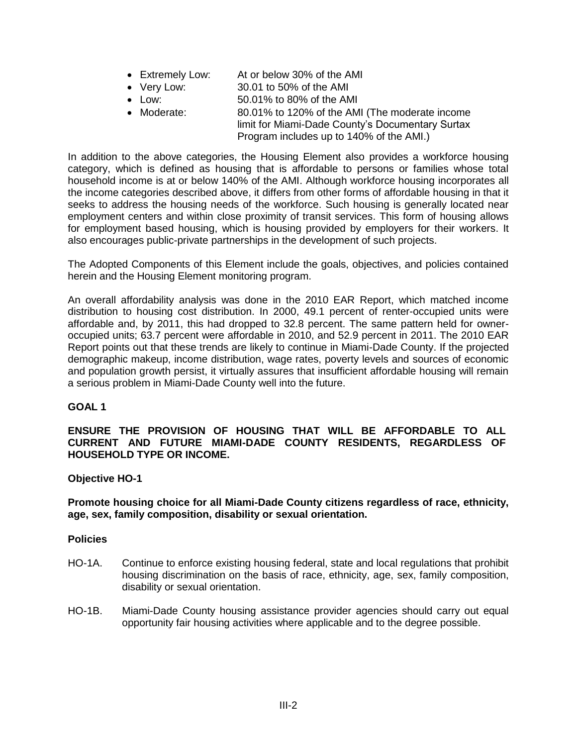- Extremely Low: At or below 30% of the AMI
- Very Low: 30.01 to 50% of the AMI
- Low: 50.01% to 80% of the AMI
- Moderate: 80.01% to 120% of the AMI (The moderate income limit for Miami-Dade County's Documentary Surtax Program includes up to 140% of the AMI.)

In addition to the above categories, the Housing Element also provides a workforce housing category, which is defined as housing that is affordable to persons or families whose total household income is at or below 140% of the AMI. Although workforce housing incorporates all the income categories described above, it differs from other forms of affordable housing in that it seeks to address the housing needs of the workforce. Such housing is generally located near employment centers and within close proximity of transit services. This form of housing allows for employment based housing, which is housing provided by employers for their workers. It also encourages public-private partnerships in the development of such projects.

The Adopted Components of this Element include the goals, objectives, and policies contained herein and the Housing Element monitoring program.

An overall affordability analysis was done in the 2010 EAR Report, which matched income distribution to housing cost distribution. In 2000, 49.1 percent of renter-occupied units were affordable and, by 2011, this had dropped to 32.8 percent. The same pattern held for owner-occupied units; 63.7 percent were affordable in 2010, and 52.9 percent in 2011. The 2010 EAR Report points out that these trends are likely to continue in Miami-Dade County. If the projected demographic makeup, income distribution, wage rates, poverty levels and sources of economic and population growth persist, it virtually assures that insufficient affordable housing will remain a serious problem in Miami-Dade County well into the future.

**GOAL 1**

**ENSURE THE PROVISION OF HOUSING THAT WILL BE AFFORDABLE TO ALL CURRENT AND FUTURE MIAMI-DADE COUNTY RESIDENTS, REGARDLESS OF HOUSEHOLD TYPE OR INCOME.**

**Objective HO-1**

**Promote housing choice for all Miami-Dade County citizens regardless of race, ethnicity, age, sex, family composition, disability or sexual orientation.**

**Policies**

HO-1A. Continue to enforce existing housing federal, state and local regulations that prohibit housing discrimination on the basis of race, ethnicity, age, sex, family composition, disability or sexual orientation.

HO-1B. Miami-Dade County housing assistance provider agencies should carry out equal opportunity fair housing activities where applicable and to the degree possible.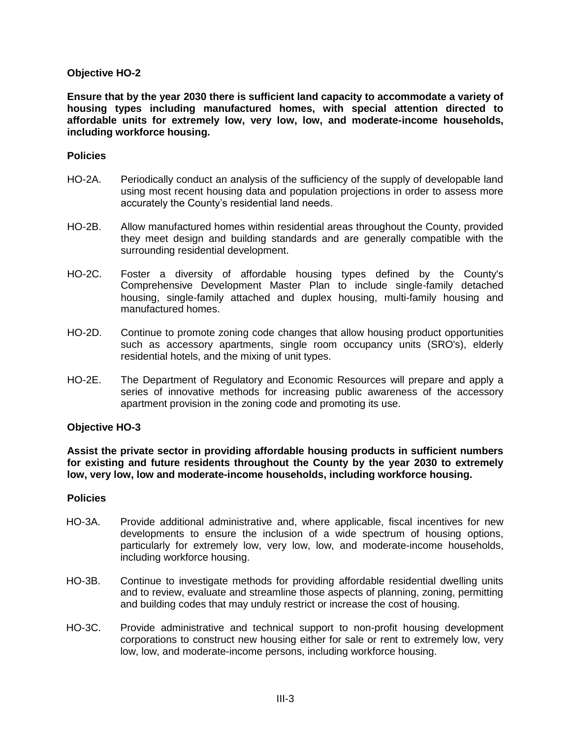### Objective HO-2

**Ensure that by the year 2030 there is sufficient land capacity to accommodate a variety of housing types including manufactured homes, with special attention directed to affordable units for extremely low, very low, low, and moderate-income households, including workforce housing.**

#### Policies

HO-2A. Periodically conduct an analysis of the sufficiency of the supply of developable land using most recent housing data and population projections in order to assess more accurately the County's residential land needs.

HO-2B. Allow manufactured homes within residential areas throughout the County, provided they meet design and building standards and are generally compatible with the surrounding residential development.

HO-2C. Foster a diversity of affordable housing types defined by the County's Comprehensive Development Master Plan to include single-family detached housing, single-family attached and duplex housing, multi-family housing and manufactured homes.

HO-2D. Continue to promote zoning code changes that allow housing product opportunities such as accessory apartments, single room occupancy units (SRO's), elderly residential hotels, and the mixing of unit types.

HO-2E. The Department of Regulatory and Economic Resources will prepare and apply a series of innovative methods for increasing public awareness of the accessory apartment provision in the zoning code and promoting its use.

### Objective HO-3

**Assist the private sector in providing affordable housing products in sufficient numbers for existing and future residents throughout the County by the year 2030 to extremely low, very low, low and moderate-income households, including workforce housing.**

#### Policies

HO-3A. Provide additional administrative and, where applicable, fiscal incentives for new developments to ensure the inclusion of a wide spectrum of housing options, particularly for extremely low, very low, low, and moderate-income households, including workforce housing.

HO-3B. Continue to investigate methods for providing affordable residential dwelling units and to review, evaluate and streamline those aspects of planning, zoning, permitting and building codes that may unduly restrict or increase the cost of housing.

HO-3C. Provide administrative and technical support to non-profit housing development corporations to construct new housing either for sale or rent to extremely low, very low, low, and moderate-income persons, including workforce housing.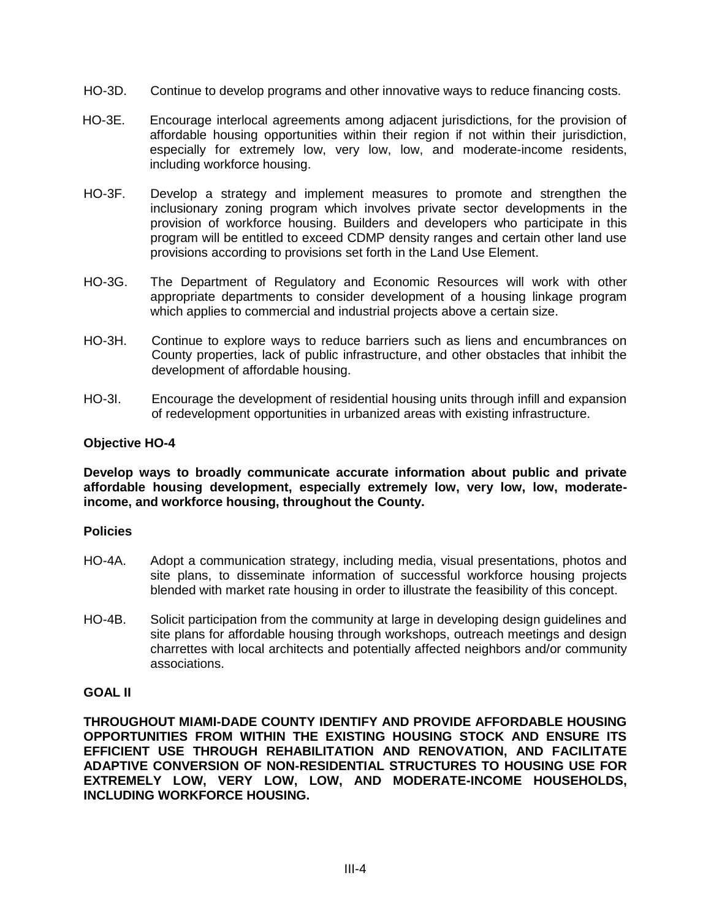HO-3D. Continue to develop programs and other innovative ways to reduce financing costs.

HO-3E. Encourage interlocal agreements among adjacent jurisdictions, for the provision of affordable housing opportunities within their region if not within their jurisdiction, especially for extremely low, very low, low, and moderate-income residents, including workforce housing.

HO-3F. Develop a strategy and implement measures to promote and strengthen the inclusionary zoning program which involves private sector developments in the provision of workforce housing. Builders and developers who participate in this program will be entitled to exceed CDMP density ranges and certain other land use provisions according to provisions set forth in the Land Use Element.

HO-3G. The Department of Regulatory and Economic Resources will work with other appropriate departments to consider development of a housing linkage program which applies to commercial and industrial projects above a certain size.

HO-3H. Continue to explore ways to reduce barriers such as liens and encumbrances on County properties, lack of public infrastructure, and other obstacles that inhibit the development of affordable housing.

HO-3I. Encourage the development of residential housing units through infill and expansion of redevelopment opportunities in urbanized areas with existing infrastructure.

**Objective HO-4**

**Develop ways to broadly communicate accurate information about public and private affordable housing development, especially extremely low, very low, low, moderate-income, and workforce housing, throughout the County.**

**Policies**

HO-4A. Adopt a communication strategy, including media, visual presentations, photos and site plans, to disseminate information of successful workforce housing projects blended with market rate housing in order to illustrate the feasibility of this concept.

HO-4B. Solicit participation from the community at large in developing design guidelines and site plans for affordable housing through workshops, outreach meetings and design charrettes with local architects and potentially affected neighbors and/or community associations.

**GOAL II**

**THROUGHOUT MIAMI-DADE COUNTY IDENTIFY AND PROVIDE AFFORDABLE HOUSING OPPORTUNITIES FROM WITHIN THE EXISTING HOUSING STOCK AND ENSURE ITS EFFICIENT USE THROUGH REHABILITATION AND RENOVATION, AND FACILITATE ADAPTIVE CONVERSION OF NON-RESIDENTIAL STRUCTURES TO HOUSING USE FOR EXTREMELY LOW, VERY LOW, LOW, AND MODERATE-INCOME HOUSEHOLDS, INCLUDING WORKFORCE HOUSING.**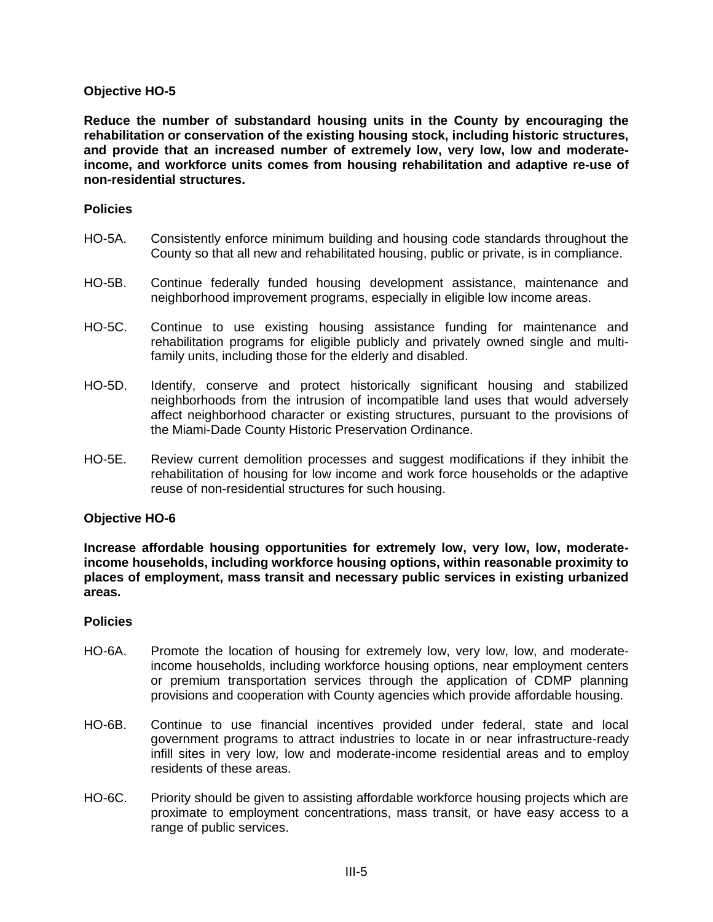**Objective HO-5**

**Reduce the number of substandard housing units in the County by encouraging the rehabilitation or conservation of the existing housing stock, including historic structures, and provide that an increased number of extremely low, very low, low and moderate-income, and workforce units comes from housing rehabilitation and adaptive re-use of non-residential structures.**

**Policies**

HO-5A. Consistently enforce minimum building and housing code standards throughout the County so that all new and rehabilitated housing, public or private, is in compliance.

HO-5B. Continue federally funded housing development assistance, maintenance and neighborhood improvement programs, especially in eligible low income areas.

HO-5C. Continue to use existing housing assistance funding for maintenance and rehabilitation programs for eligible publicly and privately owned single and multi-family units, including those for the elderly and disabled.

HO-5D. Identify, conserve and protect historically significant housing and stabilized neighborhoods from the intrusion of incompatible land uses that would adversely affect neighborhood character or existing structures, pursuant to the provisions of the Miami-Dade County Historic Preservation Ordinance.

HO-5E. Review current demolition processes and suggest modifications if they inhibit the rehabilitation of housing for low income and work force households or the adaptive reuse of non-residential structures for such housing.

**Objective HO-6**

**Increase affordable housing opportunities for extremely low, very low, low, moderate-income households, including workforce housing options, within reasonable proximity to places of employment, mass transit and necessary public services in existing urbanized areas.**

**Policies**

HO-6A. Promote the location of housing for extremely low, very low, low, and moderate-income households, including workforce housing options, near employment centers or premium transportation services through the application of CDMP planning provisions and cooperation with County agencies which provide affordable housing.

HO-6B. Continue to use financial incentives provided under federal, state and local government programs to attract industries to locate in or near infrastructure-ready infill sites in very low, low and moderate-income residential areas and to employ residents of these areas.

HO-6C. Priority should be given to assisting affordable workforce housing projects which are proximate to employment concentrations, mass transit, or have easy access to a range of public services.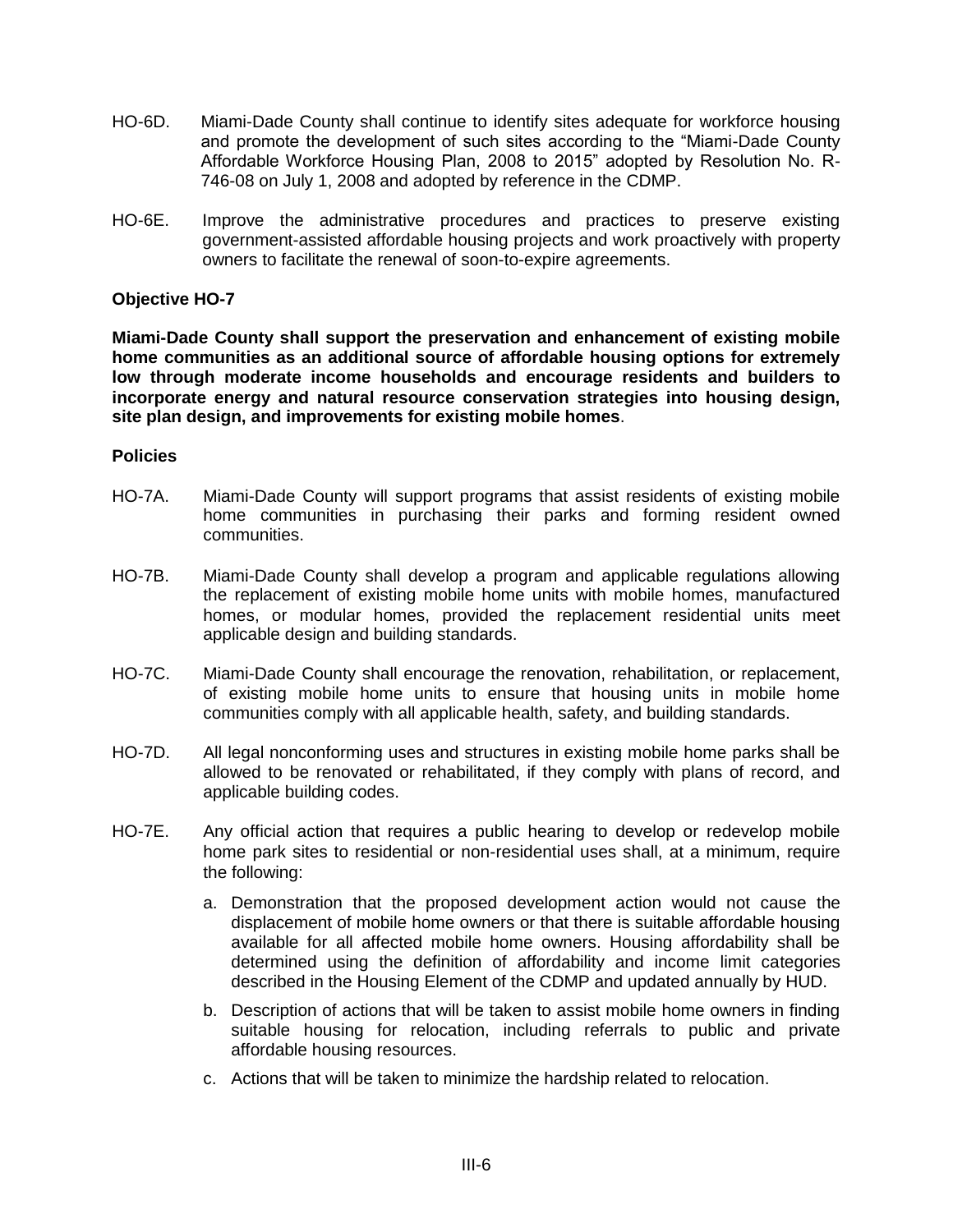HO-6D. Miami-Dade County shall continue to identify sites adequate for workforce housing and promote the development of such sites according to the "Miami-Dade County Affordable Workforce Housing Plan, 2008 to 2015" adopted by Resolution No. R-746-08 on July 1, 2008 and adopted by reference in the CDMP.

HO-6E. Improve the administrative procedures and practices to preserve existing government-assisted affordable housing projects and work proactively with property owners to facilitate the renewal of soon-to-expire agreements.

**Objective HO-7**

**Miami-Dade County shall support the preservation and enhancement of existing mobile home communities as an additional source of affordable housing options for extremely low through moderate income households and encourage residents and builders to incorporate energy and natural resource conservation strategies into housing design, site plan design, and improvements for existing mobile homes**.

**Policies**

HO-7A. Miami-Dade County will support programs that assist residents of existing mobile home communities in purchasing their parks and forming resident owned communities.

HO-7B. Miami-Dade County shall develop a program and applicable regulations allowing the replacement of existing mobile home units with mobile homes, manufactured homes, or modular homes, provided the replacement residential units meet applicable design and building standards.

HO-7C. Miami-Dade County shall encourage the renovation, rehabilitation, or replacement, of existing mobile home units to ensure that housing units in mobile home communities comply with all applicable health, safety, and building standards.

HO-7D. All legal nonconforming uses and structures in existing mobile home parks shall be allowed to be renovated or rehabilitated, if they comply with plans of record, and applicable building codes.

HO-7E. Any official action that requires a public hearing to develop or redevelop mobile home park sites to residential or non-residential uses shall, at a minimum, require the following:

a. Demonstration that the proposed development action would not cause the displacement of mobile home owners or that there is suitable affordable housing available for all affected mobile home owners. Housing affordability shall be determined using the definition of affordability and income limit categories described in the Housing Element of the CDMP and updated annually by HUD.

b. Description of actions that will be taken to assist mobile home owners in finding suitable housing for relocation, including referrals to public and private affordable housing resources.

c. Actions that will be taken to minimize the hardship related to relocation.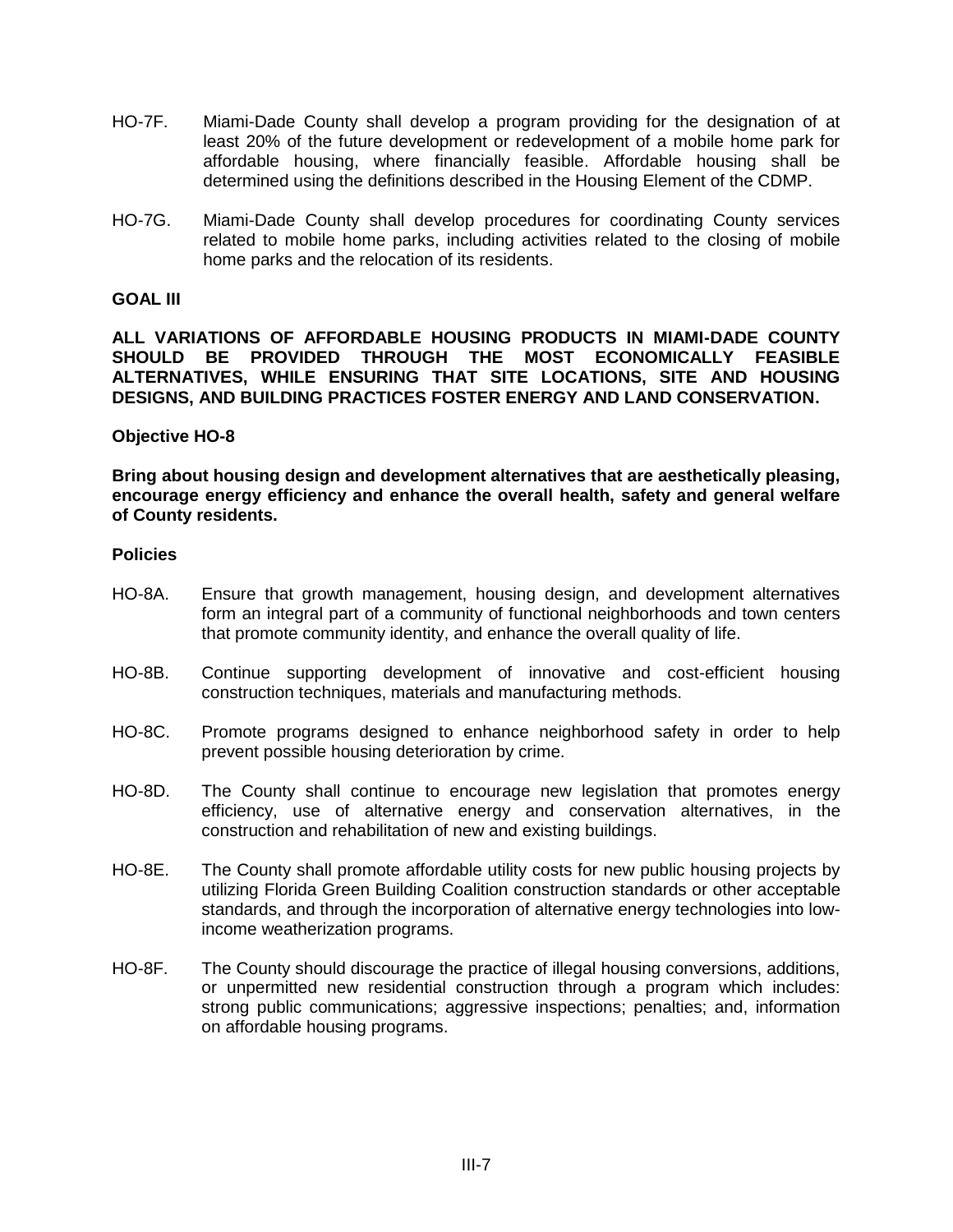HO-7F. Miami-Dade County shall develop a program providing for the designation of at least 20% of the future development or redevelopment of a mobile home park for affordable housing, where financially feasible. Affordable housing shall be determined using the definitions described in the Housing Element of the CDMP.

HO-7G. Miami-Dade County shall develop procedures for coordinating County services related to mobile home parks, including activities related to the closing of mobile home parks and the relocation of its residents.

**GOAL III**

**ALL VARIATIONS OF AFFORDABLE HOUSING PRODUCTS IN MIAMI-DADE COUNTY SHOULD BE PROVIDED THROUGH THE MOST ECONOMICALLY FEASIBLE ALTERNATIVES, WHILE ENSURING THAT SITE LOCATIONS, SITE AND HOUSING DESIGNS, AND BUILDING PRACTICES FOSTER ENERGY AND LAND CONSERVATION.**

**Objective HO-8**

**Bring about housing design and development alternatives that are aesthetically pleasing, encourage energy efficiency and enhance the overall health, safety and general welfare of County residents.**

**Policies**

HO-8A. Ensure that growth management, housing design, and development alternatives form an integral part of a community of functional neighborhoods and town centers that promote community identity, and enhance the overall quality of life.

HO-8B. Continue supporting development of innovative and cost-efficient housing construction techniques, materials and manufacturing methods.

HO-8C. Promote programs designed to enhance neighborhood safety in order to help prevent possible housing deterioration by crime.

HO-8D. The County shall continue to encourage new legislation that promotes energy efficiency, use of alternative energy and conservation alternatives, in the construction and rehabilitation of new and existing buildings.

HO-8E. The County shall promote affordable utility costs for new public housing projects by utilizing Florida Green Building Coalition construction standards or other acceptable standards, and through the incorporation of alternative energy technologies into low-income weatherization programs.

HO-8F. The County should discourage the practice of illegal housing conversions, additions, or unpermitted new residential construction through a program which includes: strong public communications; aggressive inspections; penalties; and, information on affordable housing programs.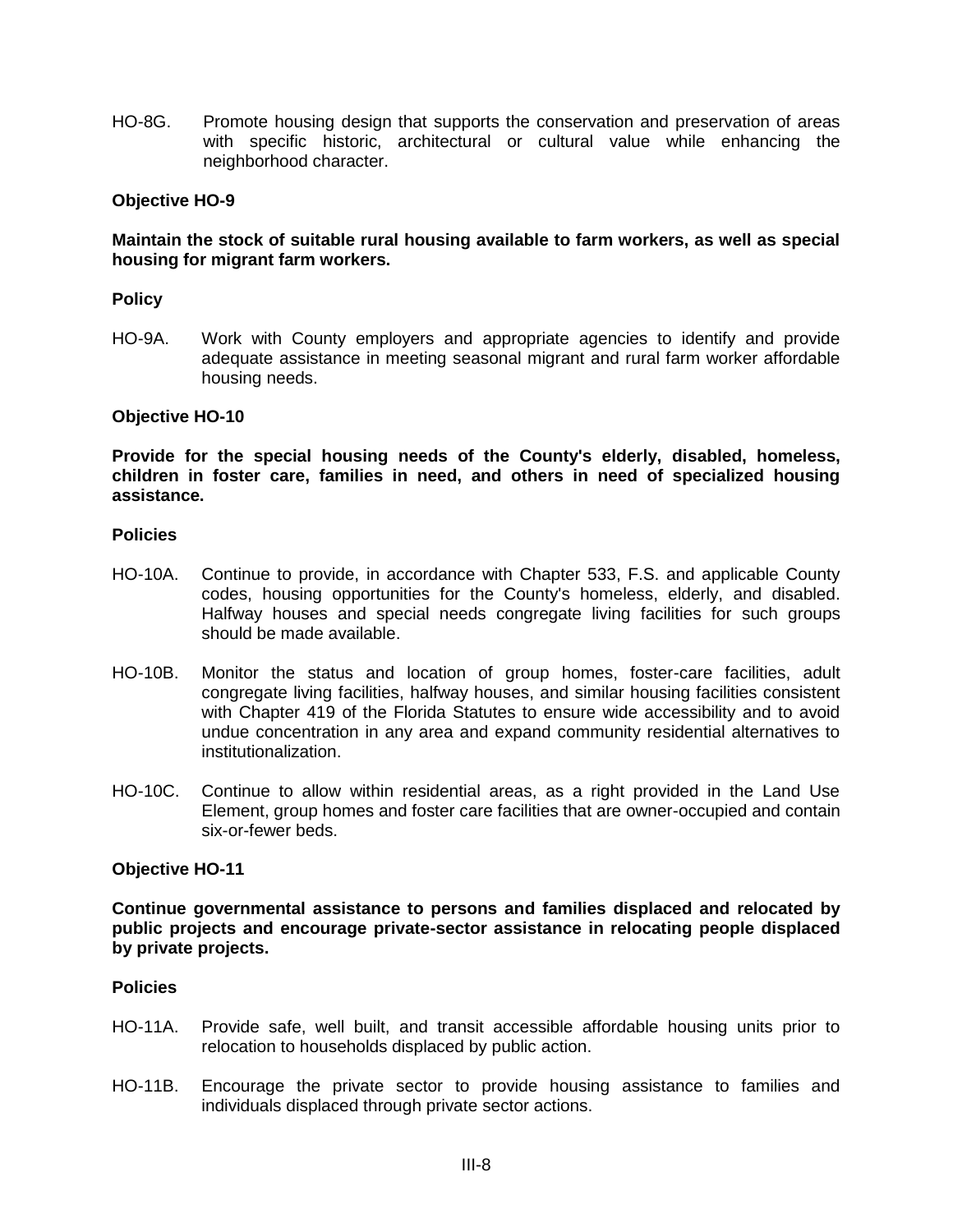HO-8G. Promote housing design that supports the conservation and preservation of areas with specific historic, architectural or cultural value while enhancing the neighborhood character.

**Objective HO-9**

**Maintain the stock of suitable rural housing available to farm workers, as well as special housing for migrant farm workers.**

**Policy**

HO-9A. Work with County employers and appropriate agencies to identify and provide adequate assistance in meeting seasonal migrant and rural farm worker affordable housing needs.

**Objective HO-10**

**Provide for the special housing needs of the County's elderly, disabled, homeless, children in foster care, families in need, and others in need of specialized housing assistance.**

**Policies**

HO-10A. Continue to provide, in accordance with Chapter 533, F.S. and applicable County codes, housing opportunities for the County's homeless, elderly, and disabled. Halfway houses and special needs congregate living facilities for such groups should be made available.

HO-10B. Monitor the status and location of group homes, foster-care facilities, adult congregate living facilities, halfway houses, and similar housing facilities consistent with Chapter 419 of the Florida Statutes to ensure wide accessibility and to avoid undue concentration in any area and expand community residential alternatives to institutionalization.

HO-10C. Continue to allow within residential areas, as a right provided in the Land Use Element, group homes and foster care facilities that are owner-occupied and contain six-or-fewer beds.

**Objective HO-11**

**Continue governmental assistance to persons and families displaced and relocated by public projects and encourage private-sector assistance in relocating people displaced by private projects.**

**Policies**

HO-11A. Provide safe, well built, and transit accessible affordable housing units prior to relocation to households displaced by public action.

HO-11B. Encourage the private sector to provide housing assistance to families and individuals displaced through private sector actions.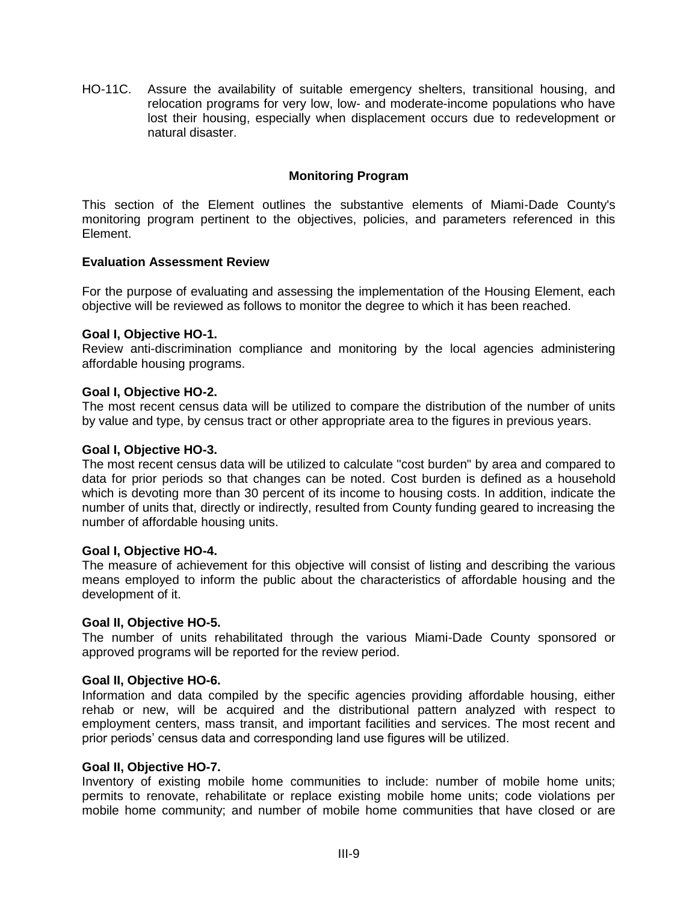HO-11C. Assure the availability of suitable emergency shelters, transitional housing, and relocation programs for very low, low- and moderate-income populations who have lost their housing, especially when displacement occurs due to redevelopment or natural disaster.

## Monitoring Program

This section of the Element outlines the substantive elements of Miami-Dade County's monitoring program pertinent to the objectives, policies, and parameters referenced in this Element.

### Evaluation Assessment Review

For the purpose of evaluating and assessing the implementation of the Housing Element, each objective will be reviewed as follows to monitor the degree to which it has been reached.

**Goal I, Objective HO-1.**
Review anti-discrimination compliance and monitoring by the local agencies administering affordable housing programs.

**Goal I, Objective HO-2.**
The most recent census data will be utilized to compare the distribution of the number of units by value and type, by census tract or other appropriate area to the figures in previous years.

**Goal I, Objective HO-3.**
The most recent census data will be utilized to calculate "cost burden" by area and compared to data for prior periods so that changes can be noted. Cost burden is defined as a household which is devoting more than 30 percent of its income to housing costs. In addition, indicate the number of units that, directly or indirectly, resulted from County funding geared to increasing the number of affordable housing units.

**Goal I, Objective HO-4.**
The measure of achievement for this objective will consist of listing and describing the various means employed to inform the public about the characteristics of affordable housing and the development of it.

**Goal II, Objective HO-5.**
The number of units rehabilitated through the various Miami-Dade County sponsored or approved programs will be reported for the review period.

**Goal II, Objective HO-6.**
Information and data compiled by the specific agencies providing affordable housing, either rehab or new, will be acquired and the distributional pattern analyzed with respect to employment centers, mass transit, and important facilities and services. The most recent and prior periods' census data and corresponding land use figures will be utilized.

**Goal II, Objective HO-7.**
Inventory of existing mobile home communities to include: number of mobile home units; permits to renovate, rehabilitate or replace existing mobile home units; code violations per mobile home community; and number of mobile home communities that have closed or are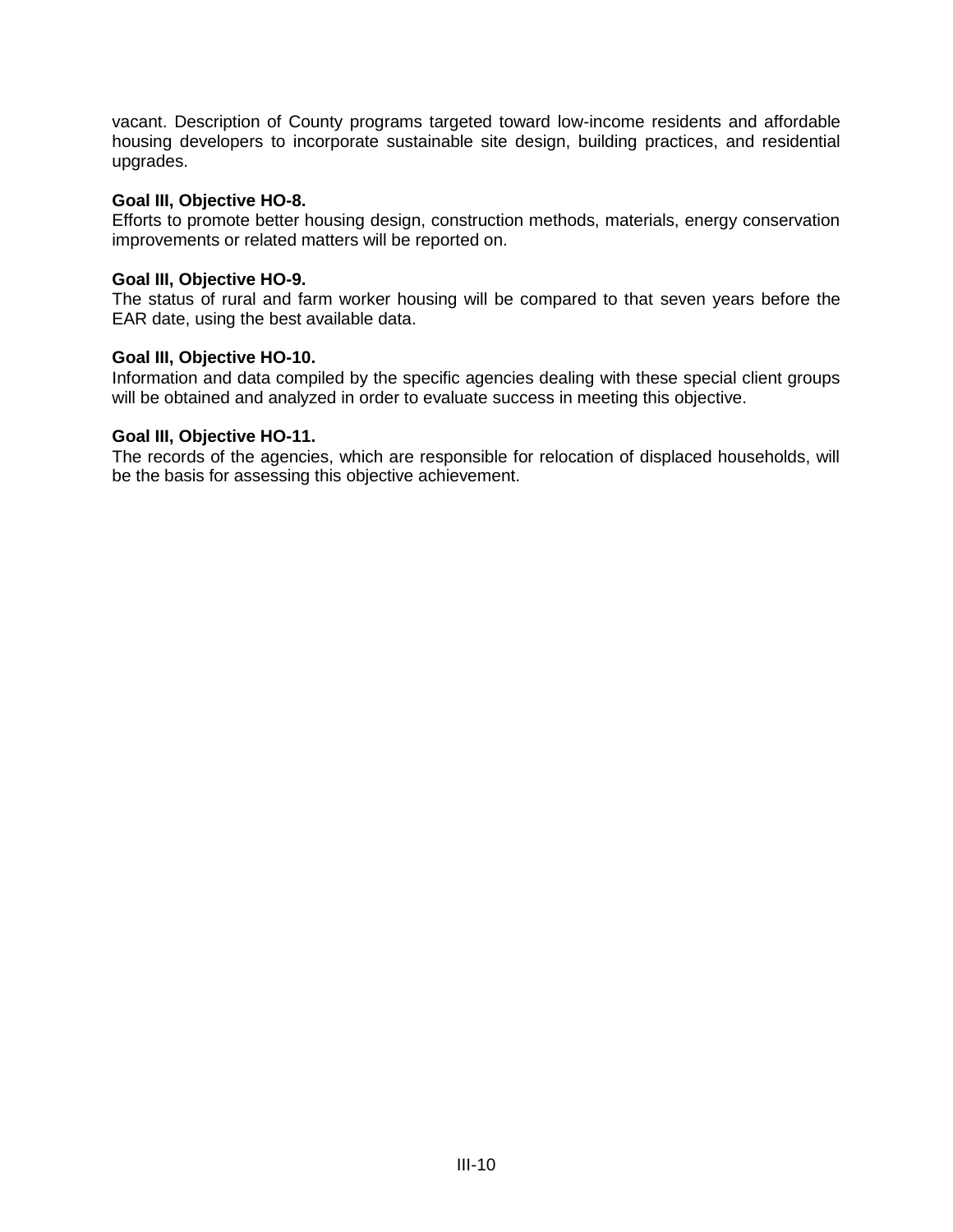vacant. Description of County programs targeted toward low-income residents and affordable housing developers to incorporate sustainable site design, building practices, and residential upgrades.

**Goal III, Objective HO-8.**
Efforts to promote better housing design, construction methods, materials, energy conservation improvements or related matters will be reported on.

**Goal III, Objective HO-9.**
The status of rural and farm worker housing will be compared to that seven years before the EAR date, using the best available data.

**Goal III, Objective HO-10.**
Information and data compiled by the specific agencies dealing with these special client groups will be obtained and analyzed in order to evaluate success in meeting this objective.

**Goal III, Objective HO-11.**
The records of the agencies, which are responsible for relocation of displaced households, will be the basis for assessing this objective achievement.